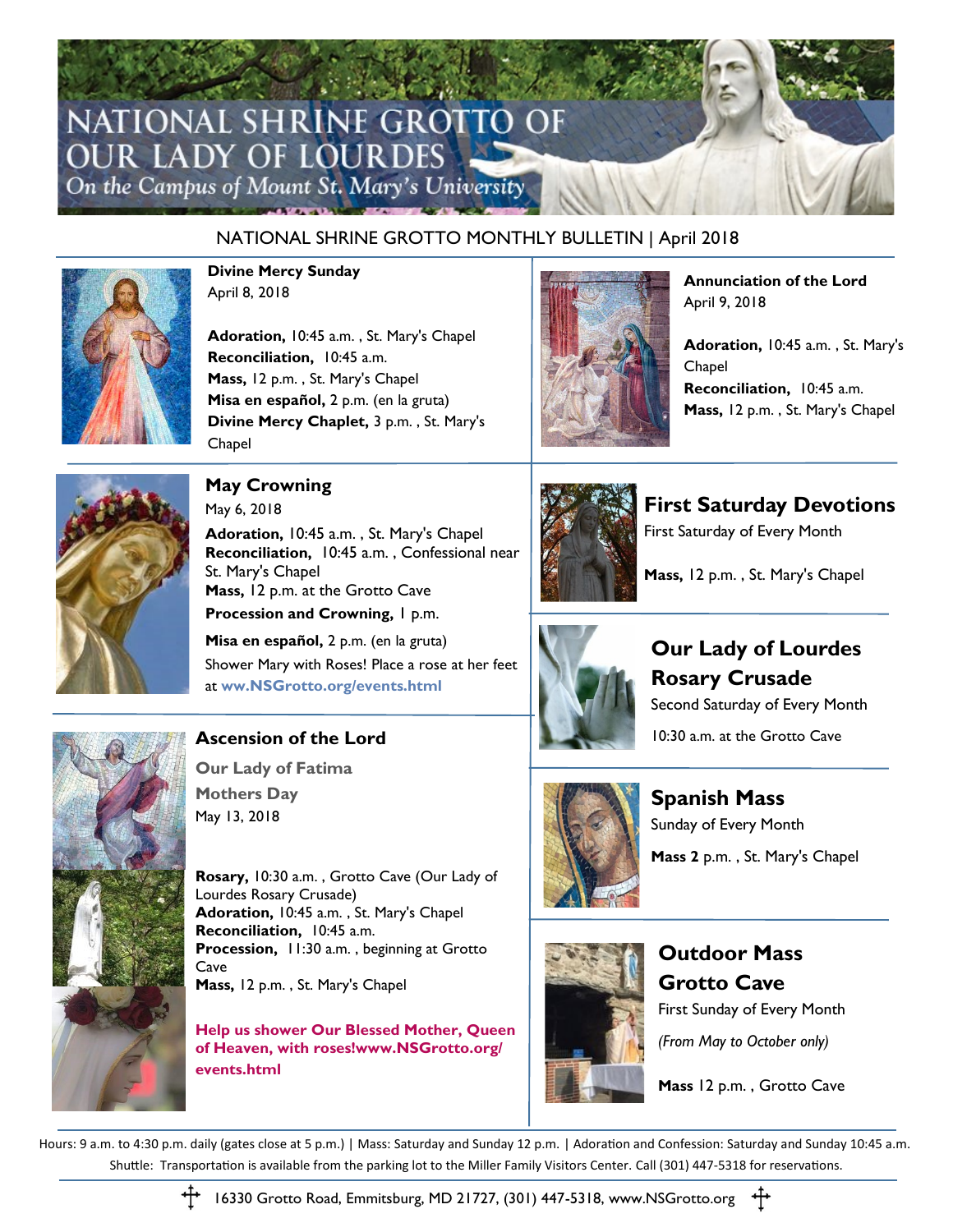# NATIONAL SHRINE GROTTO OF OUR LADY OF LOURDES

*On the Campus of Mount St. Mary's University*

NATIONAL SHRINE GROTTO MONTHLY BULLETIN | April 2018

**Divine Mercy Sunday**
April 8, 2018

**Adoration,** 10:45 a.m. , St. Mary's Chapel
**Reconciliation,** 10:45 a.m.
**Mass,** 12 p.m. , St. Mary's Chapel
**Misa en español,** 2 p.m. (en la gruta)
**Divine Mercy Chaplet,** 3 p.m. , St. Mary's Chapel

**Annunciation of the Lord**
April 9, 2018

**Adoration,** 10:45 a.m. , St. Mary's Chapel
**Reconciliation,** 10:45 a.m.
**Mass,** 12 p.m. , St. Mary's Chapel

## May Crowning

May 6, 2018

**Adoration,** 10:45 a.m. , St. Mary's Chapel
**Reconciliation,** 10:45 a.m. , Confessional near St. Mary's Chapel
**Mass,** 12 p.m. at the Grotto Cave
**Procession and Crowning,** 1 p.m.
**Misa en español,** 2 p.m. (en la gruta)
Shower Mary with Roses! Place a rose at her feet at **ww.NSGrotto.org/events.html**

## Ascension of the Lord

**Our Lady of Fatima**

**Mothers Day**

May 13, 2018

**Rosary,** 10:30 a.m. , Grotto Cave (Our Lady of Lourdes Rosary Crusade)
**Adoration,** 10:45 a.m. , St. Mary's Chapel
**Reconciliation,** 10:45 a.m.
**Procession,** 11:30 a.m. , beginning at Grotto Cave
**Mass,** 12 p.m. , St. Mary's Chapel

**Help us shower Our Blessed Mother, Queen of Heaven, with roses!www.NSGrotto.org/events.html**

## First Saturday Devotions

First Saturday of Every Month

**Mass,** 12 p.m. , St. Mary's Chapel

## Our Lady of Lourdes Rosary Crusade

Second Saturday of Every Month

10:30 a.m. at the Grotto Cave

## Spanish Mass

Sunday of Every Month

**Mass 2** p.m. , St. Mary's Chapel

## Outdoor Mass Grotto Cave

First Sunday of Every Month

*(From May to October only)*

**Mass** 12 p.m. , Grotto Cave

Hours: 9 a.m. to 4:30 p.m. daily (gates close at 5 p.m.) | Mass: Saturday and Sunday 12 p.m. | Adoration and Confession: Saturday and Sunday 10:45 a.m.
Shuttle: Transportation is available from the parking lot to the Miller Family Visitors Center. Call (301) 447-5318 for reservations.

16330 Grotto Road, Emmitsburg, MD 21727, (301) 447-5318, www.NSGrotto.org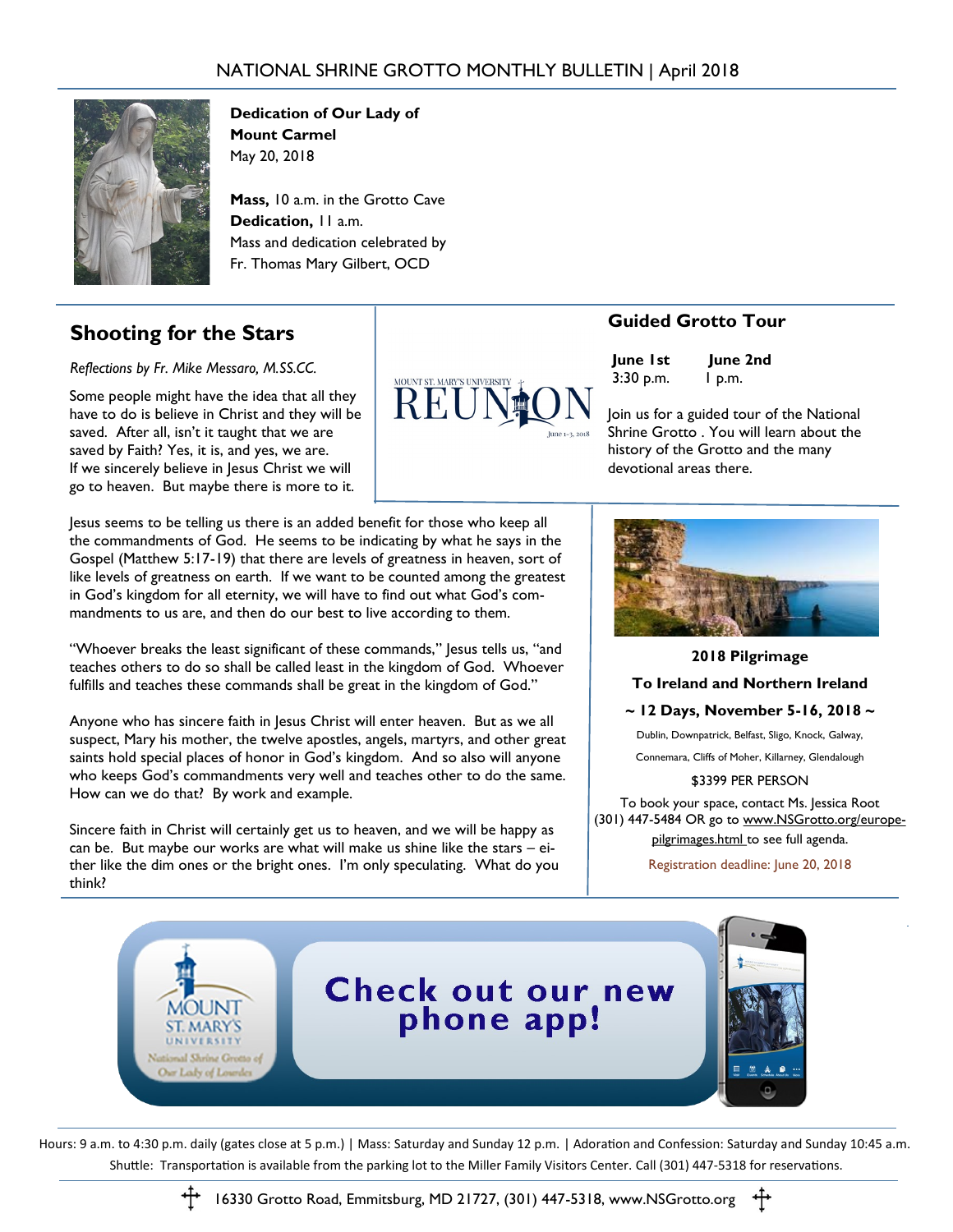# NATIONAL SHRINE GROTTO MONTHLY BULLETIN | April 2018

**Dedication of Our Lady of Mount Carmel**
May 20, 2018

**Mass,** 10 a.m. in the Grotto Cave
**Dedication,** 11 a.m.
Mass and dedication celebrated by Fr. Thomas Mary Gilbert, OCD

## Shooting for the Stars

*Reflections by Fr. Mike Messaro, M.SS.CC.*

Some people might have the idea that all they have to do is believe in Christ and they will be saved. After all, isn't it taught that we are saved by Faith? Yes, it is, and yes, we are. If we sincerely believe in Jesus Christ we will go to heaven. But maybe there is more to it.

Jesus seems to be telling us there is an added benefit for those who keep all the commandments of God. He seems to be indicating by what he says in the Gospel (Matthew 5:17-19) that there are levels of greatness in heaven, sort of like levels of greatness on earth. If we want to be counted among the greatest in God's kingdom for all eternity, we will have to find out what God's commandments to us are, and then do our best to live according to them.

"Whoever breaks the least significant of these commands," Jesus tells us, "and teaches others to do so shall be called least in the kingdom of God. Whoever fulfills and teaches these commands shall be great in the kingdom of God."

Anyone who has sincere faith in Jesus Christ will enter heaven. But as we all suspect, Mary his mother, the twelve apostles, angels, martyrs, and other great saints hold special places of honor in God's kingdom. And so also will anyone who keeps God's commandments very well and teaches other to do the same. How can we do that? By work and example.

Sincere faith in Christ will certainly get us to heaven, and we will be happy as can be. But maybe our works are what will make us shine like the stars – either like the dim ones or the bright ones. I'm only speculating. What do you think?

MOUNT ST. MARY'S UNIVERSITY REUNION June 1-3, 2018

## Guided Grotto Tour

| June 1st | June 2nd |
|---|---|
| 3:30 p.m. | 1 p.m. |

Join us for a guided tour of the National Shrine Grotto . You will learn about the history of the Grotto and the many devotional areas there.

**2018 Pilgrimage**

**To Ireland and Northern Ireland**

**~ 12 Days, November 5-16, 2018 ~**

Dublin, Downpatrick, Belfast, Sligo, Knock, Galway, Connemara, Cliffs of Moher, Killarney, Glendalough

$3399 PER PERSON

To book your space, contact Ms. Jessica Root (301) 447-5484 OR go to www.NSGrotto.org/europe-pilgrimages.html to see full agenda.

Registration deadline: June 20, 2018

Check out our new phone app!

Hours: 9 a.m. to 4:30 p.m. daily (gates close at 5 p.m.) | Mass: Saturday and Sunday 12 p.m. | Adoration and Confession: Saturday and Sunday 10:45 a.m.
Shuttle: Transportation is available from the parking lot to the Miller Family Visitors Center. Call (301) 447-5318 for reservations.

16330 Grotto Road, Emmitsburg, MD 21727, (301) 447-5318, www.NSGrotto.org